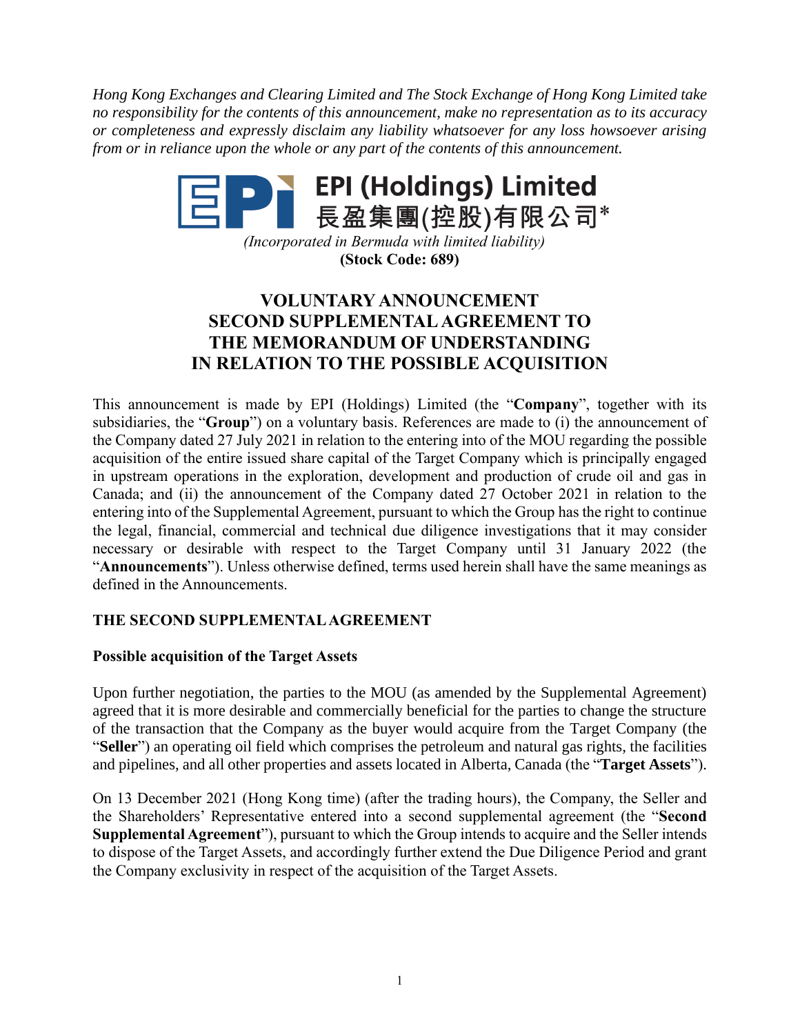*Hong Kong Exchanges and Clearing Limited and The Stock Exchange of Hong Kong Limited take no responsibility for the contents of this announcement, make no representation as to its accuracy or completeness and expressly disclaim any liability whatsoever for any loss howsoever arising from or in reliance upon the whole or any part of the contents of this announcement.*

# EPI (Holdings) Limited
# 長盈集團(控股)有限公司*

*(Incorporated in Bermuda with limited liability)*

**(Stock Code: 689)**

## VOLUNTARY ANNOUNCEMENT
## SECOND SUPPLEMENTAL AGREEMENT TO THE MEMORANDUM OF UNDERSTANDING IN RELATION TO THE POSSIBLE ACQUISITION

This announcement is made by EPI (Holdings) Limited (the "**Company**", together with its subsidiaries, the "**Group**") on a voluntary basis. References are made to (i) the announcement of the Company dated 27 July 2021 in relation to the entering into of the MOU regarding the possible acquisition of the entire issued share capital of the Target Company which is principally engaged in upstream operations in the exploration, development and production of crude oil and gas in Canada; and (ii) the announcement of the Company dated 27 October 2021 in relation to the entering into of the Supplemental Agreement, pursuant to which the Group has the right to continue the legal, financial, commercial and technical due diligence investigations that it may consider necessary or desirable with respect to the Target Company until 31 January 2022 (the "**Announcements**"). Unless otherwise defined, terms used herein shall have the same meanings as defined in the Announcements.

### THE SECOND SUPPLEMENTAL AGREEMENT

**Possible acquisition of the Target Assets**

Upon further negotiation, the parties to the MOU (as amended by the Supplemental Agreement) agreed that it is more desirable and commercially beneficial for the parties to change the structure of the transaction that the Company as the buyer would acquire from the Target Company (the "**Seller**") an operating oil field which comprises the petroleum and natural gas rights, the facilities and pipelines, and all other properties and assets located in Alberta, Canada (the "**Target Assets**").

On 13 December 2021 (Hong Kong time) (after the trading hours), the Company, the Seller and the Shareholders' Representative entered into a second supplemental agreement (the "**Second Supplemental Agreement**"), pursuant to which the Group intends to acquire and the Seller intends to dispose of the Target Assets, and accordingly further extend the Due Diligence Period and grant the Company exclusivity in respect of the acquisition of the Target Assets.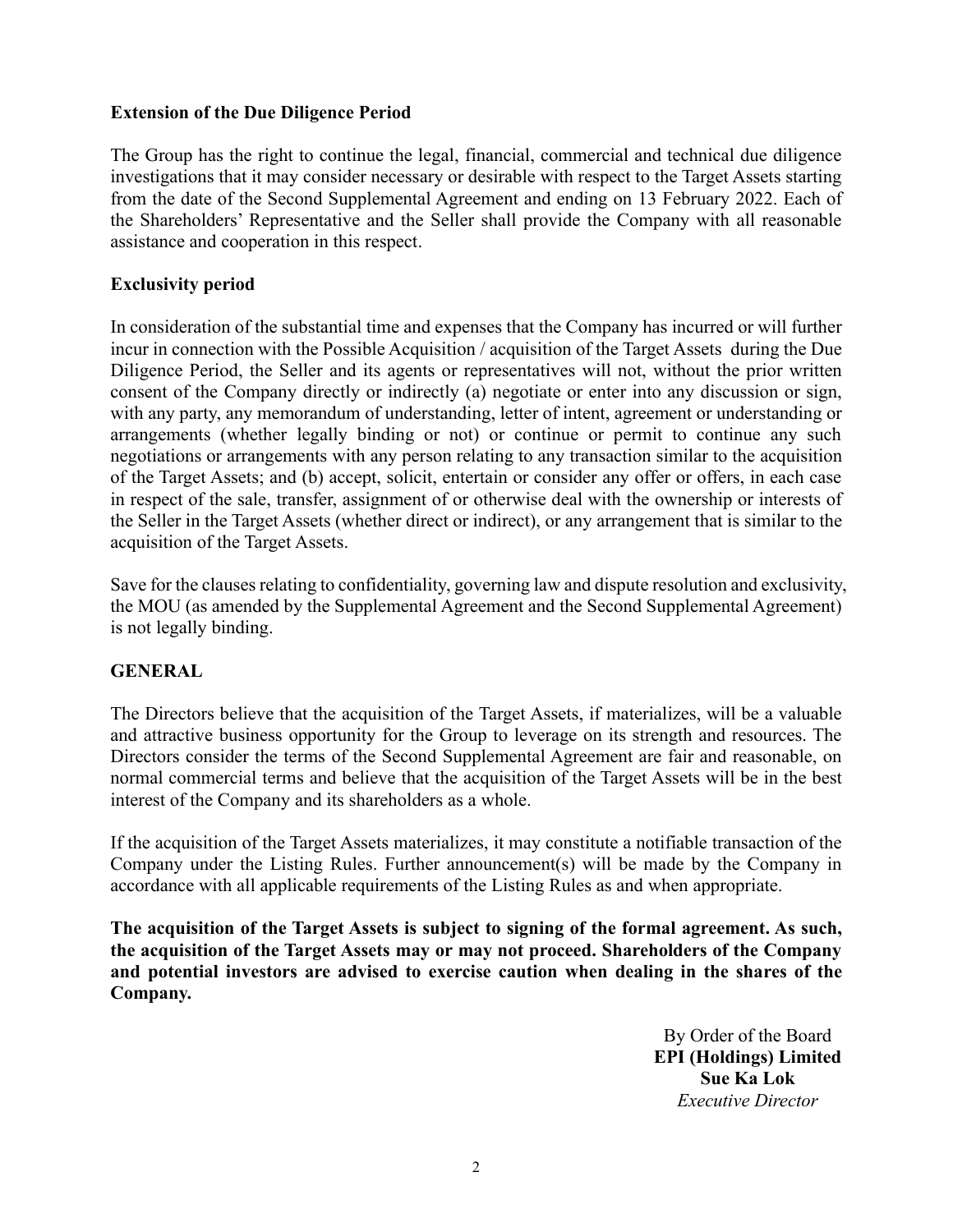**Extension of the Due Diligence Period**

The Group has the right to continue the legal, financial, commercial and technical due diligence investigations that it may consider necessary or desirable with respect to the Target Assets starting from the date of the Second Supplemental Agreement and ending on 13 February 2022. Each of the Shareholders' Representative and the Seller shall provide the Company with all reasonable assistance and cooperation in this respect.

**Exclusivity period**

In consideration of the substantial time and expenses that the Company has incurred or will further incur in connection with the Possible Acquisition / acquisition of the Target Assets during the Due Diligence Period, the Seller and its agents or representatives will not, without the prior written consent of the Company directly or indirectly (a) negotiate or enter into any discussion or sign, with any party, any memorandum of understanding, letter of intent, agreement or understanding or arrangements (whether legally binding or not) or continue or permit to continue any such negotiations or arrangements with any person relating to any transaction similar to the acquisition of the Target Assets; and (b) accept, solicit, entertain or consider any offer or offers, in each case in respect of the sale, transfer, assignment of or otherwise deal with the ownership or interests of the Seller in the Target Assets (whether direct or indirect), or any arrangement that is similar to the acquisition of the Target Assets.

Save for the clauses relating to confidentiality, governing law and dispute resolution and exclusivity, the MOU (as amended by the Supplemental Agreement and the Second Supplemental Agreement) is not legally binding.

**GENERAL**

The Directors believe that the acquisition of the Target Assets, if materializes, will be a valuable and attractive business opportunity for the Group to leverage on its strength and resources. The Directors consider the terms of the Second Supplemental Agreement are fair and reasonable, on normal commercial terms and believe that the acquisition of the Target Assets will be in the best interest of the Company and its shareholders as a whole.

If the acquisition of the Target Assets materializes, it may constitute a notifiable transaction of the Company under the Listing Rules. Further announcement(s) will be made by the Company in accordance with all applicable requirements of the Listing Rules as and when appropriate.

**The acquisition of the Target Assets is subject to signing of the formal agreement. As such, the acquisition of the Target Assets may or may not proceed. Shareholders of the Company and potential investors are advised to exercise caution when dealing in the shares of the Company.**

By Order of the Board
**EPI (Holdings) Limited**
**Sue Ka Lok**
*Executive Director*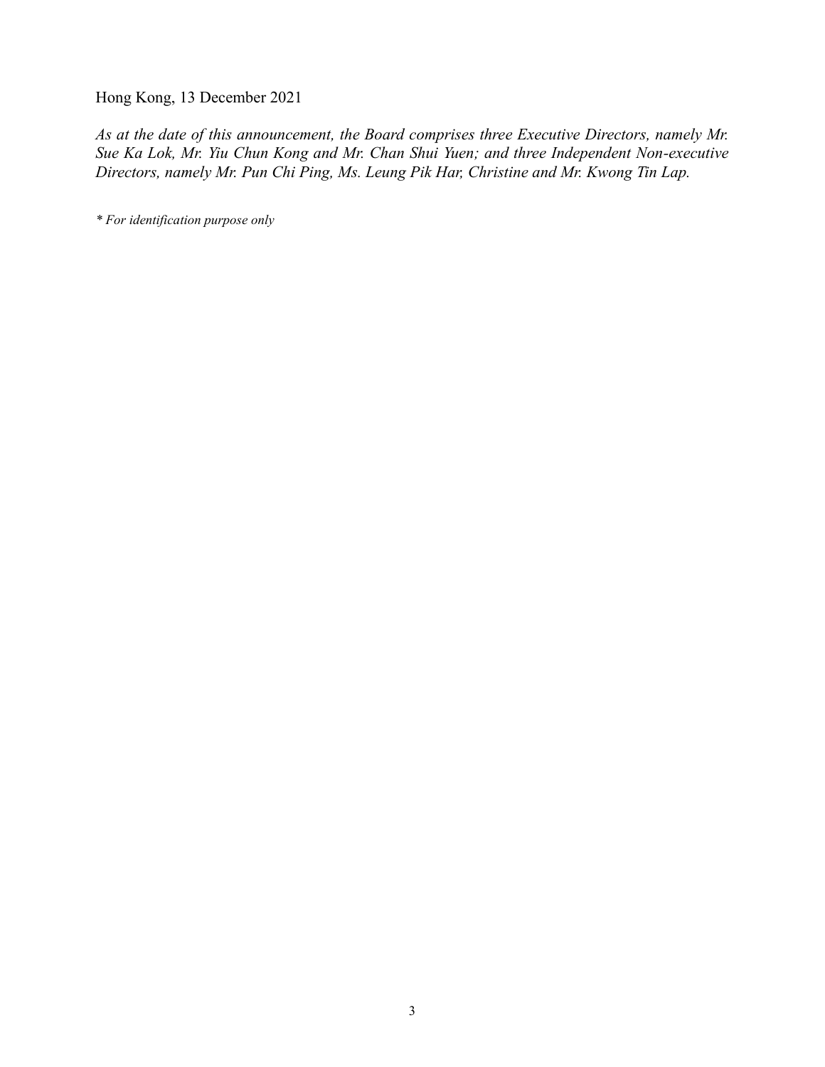Hong Kong, 13 December 2021

*As at the date of this announcement, the Board comprises three Executive Directors, namely Mr. Sue Ka Lok, Mr. Yiu Chun Kong and Mr. Chan Shui Yuen; and three Independent Non-executive Directors, namely Mr. Pun Chi Ping, Ms. Leung Pik Har, Christine and Mr. Kwong Tin Lap.*

*\* For identification purpose only*